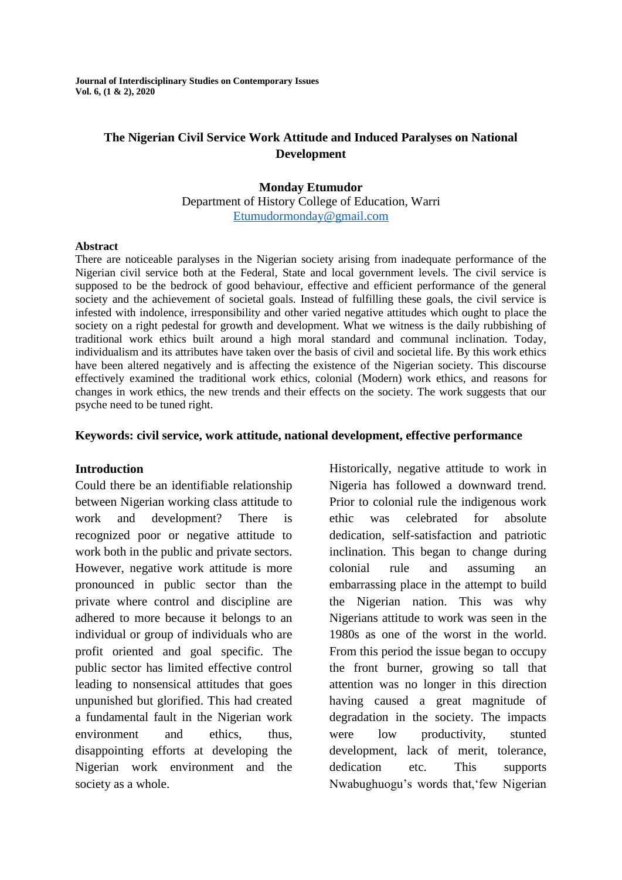# The Nigerian Civil Service Work Attitude and Induced Paralyses on National Development

**Monday Etumudor**
Department of History College of Education, Warri
Etumudormonday@gmail.com

## Abstract

There are noticeable paralyses in the Nigerian society arising from inadequate performance of the Nigerian civil service both at the Federal, State and local government levels. The civil service is supposed to be the bedrock of good behaviour, effective and efficient performance of the general society and the achievement of societal goals. Instead of fulfilling these goals, the civil service is infested with indolence, irresponsibility and other varied negative attitudes which ought to place the society on a right pedestal for growth and development. What we witness is the daily rubbishing of traditional work ethics built around a high moral standard and communal inclination. Today, individualism and its attributes have taken over the basis of civil and societal life. By this work ethics have been altered negatively and is affecting the existence of the Nigerian society. This discourse effectively examined the traditional work ethics, colonial (Modern) work ethics, and reasons for changes in work ethics, the new trends and their effects on the society. The work suggests that our psyche need to be tuned right.

**Keywords: civil service, work attitude, national development, effective performance**

## Introduction

Could there be an identifiable relationship between Nigerian working class attitude to work and development? There is recognized poor or negative attitude to work both in the public and private sectors. However, negative work attitude is more pronounced in public sector than the private where control and discipline are adhered to more because it belongs to an individual or group of individuals who are profit oriented and goal specific. The public sector has limited effective control leading to nonsensical attitudes that goes unpunished but glorified. This had created a fundamental fault in the Nigerian work environment and ethics, thus, disappointing efforts at developing the Nigerian work environment and the society as a whole.

Historically, negative attitude to work in Nigeria has followed a downward trend. Prior to colonial rule the indigenous work ethic was celebrated for absolute dedication, self-satisfaction and patriotic inclination. This began to change during colonial rule and assuming an embarrassing place in the attempt to build the Nigerian nation. This was why Nigerians attitude to work was seen in the 1980s as one of the worst in the world. From this period the issue began to occupy the front burner, growing so tall that attention was no longer in this direction having caused a great magnitude of degradation in the society. The impacts were low productivity, stunted development, lack of merit, tolerance, dedication etc. This supports Nwabughuogu's words that,'few Nigerian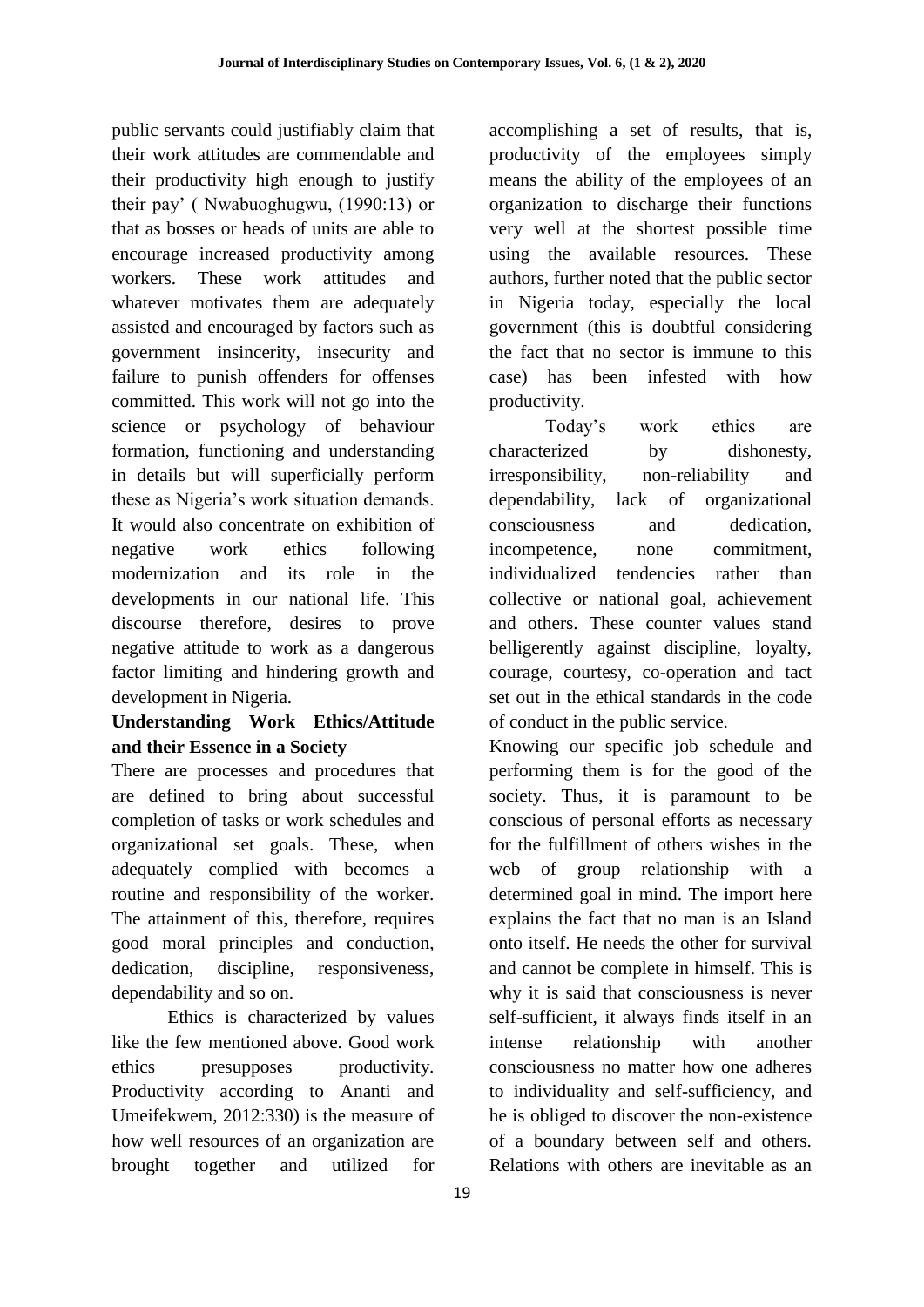public servants could justifiably claim that their work attitudes are commendable and their productivity high enough to justify their pay' ( Nwabuoghugwu, (1990:13) or that as bosses or heads of units are able to encourage increased productivity among workers. These work attitudes and whatever motivates them are adequately assisted and encouraged by factors such as government insincerity, insecurity and failure to punish offenders for offenses committed. This work will not go into the science or psychology of behaviour formation, functioning and understanding in details but will superficially perform these as Nigeria's work situation demands. It would also concentrate on exhibition of negative work ethics following modernization and its role in the developments in our national life. This discourse therefore, desires to prove negative attitude to work as a dangerous factor limiting and hindering growth and development in Nigeria.

## Understanding Work Ethics/Attitude and their Essence in a Society

There are processes and procedures that are defined to bring about successful completion of tasks or work schedules and organizational set goals. These, when adequately complied with becomes a routine and responsibility of the worker. The attainment of this, therefore, requires good moral principles and conduction, dedication, discipline, responsiveness, dependability and so on.

Ethics is characterized by values like the few mentioned above. Good work ethics presupposes productivity. Productivity according to Ananti and Umeifekwem, 2012:330) is the measure of how well resources of an organization are brought together and utilized for accomplishing a set of results, that is, productivity of the employees simply means the ability of the employees of an organization to discharge their functions very well at the shortest possible time using the available resources. These authors, further noted that the public sector in Nigeria today, especially the local government (this is doubtful considering the fact that no sector is immune to this case) has been infested with how productivity.

Today's work ethics are characterized by dishonesty, irresponsibility, non-reliability and dependability, lack of organizational consciousness and dedication, incompetence, none commitment, individualized tendencies rather than collective or national goal, achievement and others. These counter values stand belligerently against discipline, loyalty, courage, courtesy, co-operation and tact set out in the ethical standards in the code of conduct in the public service.

Knowing our specific job schedule and performing them is for the good of the society. Thus, it is paramount to be conscious of personal efforts as necessary for the fulfillment of others wishes in the web of group relationship with a determined goal in mind. The import here explains the fact that no man is an Island onto itself. He needs the other for survival and cannot be complete in himself. This is why it is said that consciousness is never self-sufficient, it always finds itself in an intense relationship with another consciousness no matter how one adheres to individuality and self-sufficiency, and he is obliged to discover the non-existence of a boundary between self and others. Relations with others are inevitable as an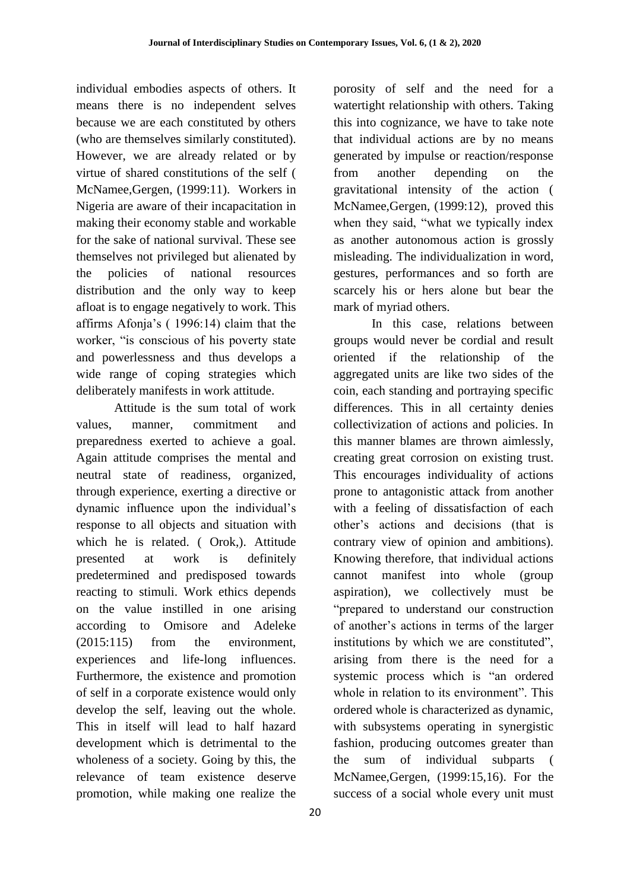individual embodies aspects of others. It means there is no independent selves because we are each constituted by others (who are themselves similarly constituted). However, we are already related or by virtue of shared constitutions of the self ( McNamee,Gergen, (1999:11). Workers in Nigeria are aware of their incapacitation in making their economy stable and workable for the sake of national survival. These see themselves not privileged but alienated by the policies of national resources distribution and the only way to keep afloat is to engage negatively to work. This affirms Afonja's ( 1996:14) claim that the worker, "is conscious of his poverty state and powerlessness and thus develops a wide range of coping strategies which deliberately manifests in work attitude.

Attitude is the sum total of work values, manner, commitment and preparedness exerted to achieve a goal. Again attitude comprises the mental and neutral state of readiness, organized, through experience, exerting a directive or dynamic influence upon the individual's response to all objects and situation with which he is related. ( Orok,). Attitude presented at work is definitely predetermined and predisposed towards reacting to stimuli. Work ethics depends on the value instilled in one arising according to Omisore and Adeleke (2015:115) from the environment, experiences and life-long influences. Furthermore, the existence and promotion of self in a corporate existence would only develop the self, leaving out the whole. This in itself will lead to half hazard development which is detrimental to the wholeness of a society. Going by this, the relevance of team existence deserve promotion, while making one realize the porosity of self and the need for a watertight relationship with others. Taking this into cognizance, we have to take note that individual actions are by no means generated by impulse or reaction/response from another depending on the gravitational intensity of the action ( McNamee,Gergen, (1999:12), proved this when they said, "what we typically index as another autonomous action is grossly misleading. The individualization in word, gestures, performances and so forth are scarcely his or hers alone but bear the mark of myriad others.

In this case, relations between groups would never be cordial and result oriented if the relationship of the aggregated units are like two sides of the coin, each standing and portraying specific differences. This in all certainty denies collectivization of actions and policies. In this manner blames are thrown aimlessly, creating great corrosion on existing trust. This encourages individuality of actions prone to antagonistic attack from another with a feeling of dissatisfaction of each other's actions and decisions (that is contrary view of opinion and ambitions). Knowing therefore, that individual actions cannot manifest into whole (group aspiration), we collectively must be "prepared to understand our construction of another's actions in terms of the larger institutions by which we are constituted", arising from there is the need for a systemic process which is "an ordered whole in relation to its environment". This ordered whole is characterized as dynamic, with subsystems operating in synergistic fashion, producing outcomes greater than the sum of individual subparts ( McNamee,Gergen, (1999:15,16). For the success of a social whole every unit must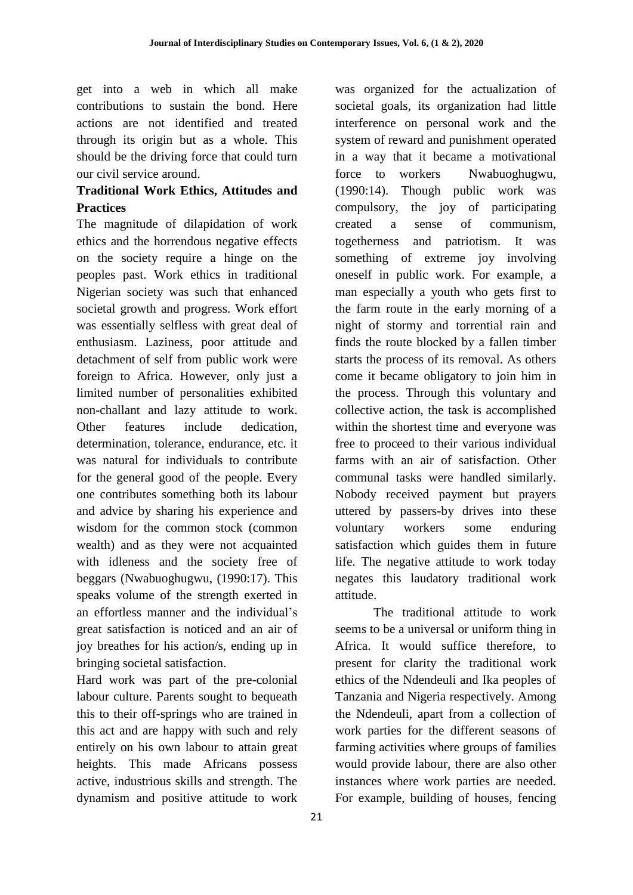get into a web in which all make contributions to sustain the bond. Here actions are not identified and treated through its origin but as a whole. This should be the driving force that could turn our civil service around.

**Traditional Work Ethics, Attitudes and Practices**

The magnitude of dilapidation of work ethics and the horrendous negative effects on the society require a hinge on the peoples past. Work ethics in traditional Nigerian society was such that enhanced societal growth and progress. Work effort was essentially selfless with great deal of enthusiasm. Laziness, poor attitude and detachment of self from public work were foreign to Africa. However, only just a limited number of personalities exhibited non-challant and lazy attitude to work. Other features include dedication, determination, tolerance, endurance, etc. it was natural for individuals to contribute for the general good of the people. Every one contributes something both its labour and advice by sharing his experience and wisdom for the common stock (common wealth) and as they were not acquainted with idleness and the society free of beggars (Nwabuoghugwu, (1990:17). This speaks volume of the strength exerted in an effortless manner and the individual's great satisfaction is noticed and an air of joy breathes for his action/s, ending up in bringing societal satisfaction.

Hard work was part of the pre-colonial labour culture. Parents sought to bequeath this to their off-springs who are trained in this act and are happy with such and rely entirely on his own labour to attain great heights. This made Africans possess active, industrious skills and strength. The dynamism and positive attitude to work was organized for the actualization of societal goals, its organization had little interference on personal work and the system of reward and punishment operated in a way that it became a motivational force to workers Nwabuoghugwu, (1990:14). Though public work was compulsory, the joy of participating created a sense of communism, togetherness and patriotism. It was something of extreme joy involving oneself in public work. For example, a man especially a youth who gets first to the farm route in the early morning of a night of stormy and torrential rain and finds the route blocked by a fallen timber starts the process of its removal. As others come it became obligatory to join him in the process. Through this voluntary and collective action, the task is accomplished within the shortest time and everyone was free to proceed to their various individual farms with an air of satisfaction. Other communal tasks were handled similarly. Nobody received payment but prayers uttered by passers-by drives into these voluntary workers some enduring satisfaction which guides them in future life. The negative attitude to work today negates this laudatory traditional work attitude.

The traditional attitude to work seems to be a universal or uniform thing in Africa. It would suffice therefore, to present for clarity the traditional work ethics of the Ndendeuli and Ika peoples of Tanzania and Nigeria respectively. Among the Ndendeuli, apart from a collection of work parties for the different seasons of farming activities where groups of families would provide labour, there are also other instances where work parties are needed. For example, building of houses, fencing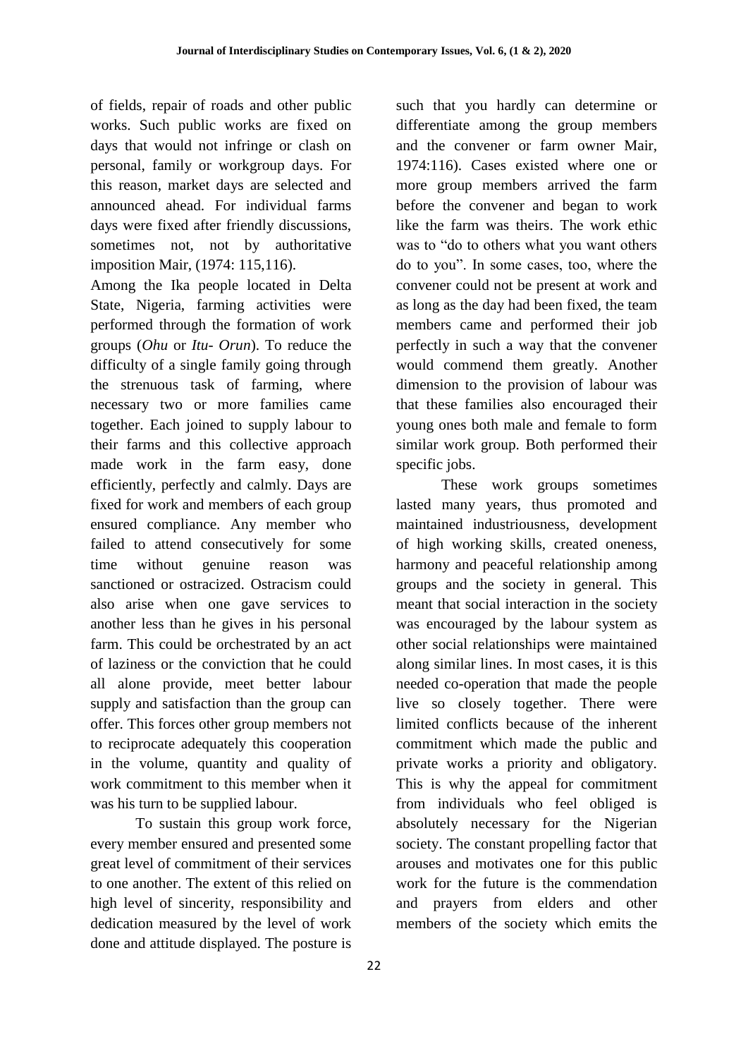of fields, repair of roads and other public works. Such public works are fixed on days that would not infringe or clash on personal, family or workgroup days. For this reason, market days are selected and announced ahead. For individual farms days were fixed after friendly discussions, sometimes not, not by authoritative imposition Mair, (1974: 115,116).

Among the Ika people located in Delta State, Nigeria, farming activities were performed through the formation of work groups (*Ohu* or *Itu- Orun*). To reduce the difficulty of a single family going through the strenuous task of farming, where necessary two or more families came together. Each joined to supply labour to their farms and this collective approach made work in the farm easy, done efficiently, perfectly and calmly. Days are fixed for work and members of each group ensured compliance. Any member who failed to attend consecutively for some time without genuine reason was sanctioned or ostracized. Ostracism could also arise when one gave services to another less than he gives in his personal farm. This could be orchestrated by an act of laziness or the conviction that he could all alone provide, meet better labour supply and satisfaction than the group can offer. This forces other group members not to reciprocate adequately this cooperation in the volume, quantity and quality of work commitment to this member when it was his turn to be supplied labour.

To sustain this group work force, every member ensured and presented some great level of commitment of their services to one another. The extent of this relied on high level of sincerity, responsibility and dedication measured by the level of work done and attitude displayed. The posture is such that you hardly can determine or differentiate among the group members and the convener or farm owner Mair, 1974:116). Cases existed where one or more group members arrived the farm before the convener and began to work like the farm was theirs. The work ethic was to "do to others what you want others do to you". In some cases, too, where the convener could not be present at work and as long as the day had been fixed, the team members came and performed their job perfectly in such a way that the convener would commend them greatly. Another dimension to the provision of labour was that these families also encouraged their young ones both male and female to form similar work group. Both performed their specific jobs.

These work groups sometimes lasted many years, thus promoted and maintained industriousness, development of high working skills, created oneness, harmony and peaceful relationship among groups and the society in general. This meant that social interaction in the society was encouraged by the labour system as other social relationships were maintained along similar lines. In most cases, it is this needed co-operation that made the people live so closely together. There were limited conflicts because of the inherent commitment which made the public and private works a priority and obligatory. This is why the appeal for commitment from individuals who feel obliged is absolutely necessary for the Nigerian society. The constant propelling factor that arouses and motivates one for this public work for the future is the commendation and prayers from elders and other members of the society which emits the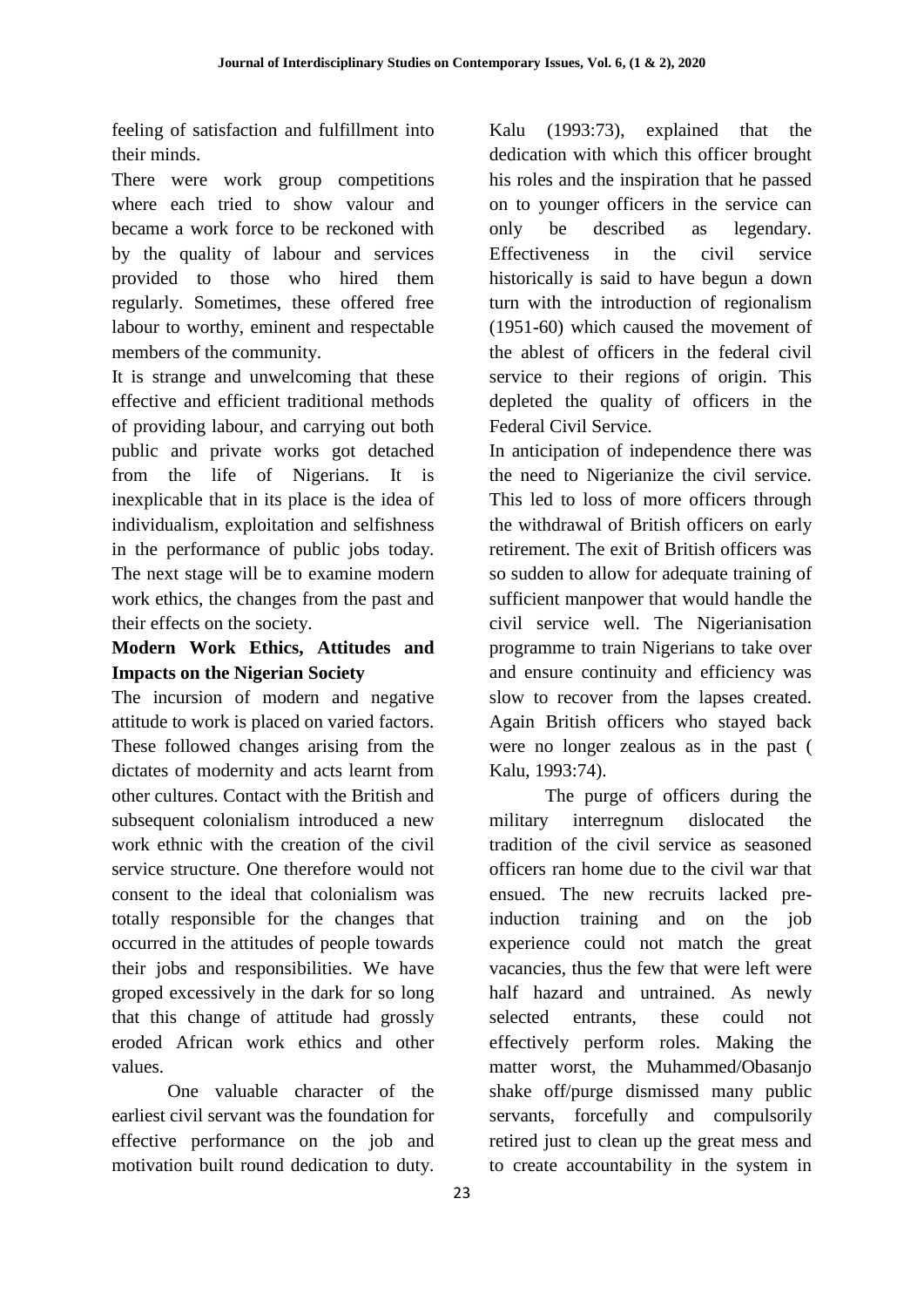feeling of satisfaction and fulfillment into their minds.

There were work group competitions where each tried to show valour and became a work force to be reckoned with by the quality of labour and services provided to those who hired them regularly. Sometimes, these offered free labour to worthy, eminent and respectable members of the community.

It is strange and unwelcoming that these effective and efficient traditional methods of providing labour, and carrying out both public and private works got detached from the life of Nigerians. It is inexplicable that in its place is the idea of individualism, exploitation and selfishness in the performance of public jobs today. The next stage will be to examine modern work ethics, the changes from the past and their effects on the society.

**Modern Work Ethics, Attitudes and Impacts on the Nigerian Society**

The incursion of modern and negative attitude to work is placed on varied factors. These followed changes arising from the dictates of modernity and acts learnt from other cultures. Contact with the British and subsequent colonialism introduced a new work ethnic with the creation of the civil service structure. One therefore would not consent to the ideal that colonialism was totally responsible for the changes that occurred in the attitudes of people towards their jobs and responsibilities. We have groped excessively in the dark for so long that this change of attitude had grossly eroded African work ethics and other values.

One valuable character of the earliest civil servant was the foundation for effective performance on the job and motivation built round dedication to duty. Kalu (1993:73), explained that the dedication with which this officer brought his roles and the inspiration that he passed on to younger officers in the service can only be described as legendary. Effectiveness in the civil service historically is said to have begun a down turn with the introduction of regionalism (1951-60) which caused the movement of the ablest of officers in the federal civil service to their regions of origin. This depleted the quality of officers in the Federal Civil Service.

In anticipation of independence there was the need to Nigerianize the civil service. This led to loss of more officers through the withdrawal of British officers on early retirement. The exit of British officers was so sudden to allow for adequate training of sufficient manpower that would handle the civil service well. The Nigerianisation programme to train Nigerians to take over and ensure continuity and efficiency was slow to recover from the lapses created. Again British officers who stayed back were no longer zealous as in the past ( Kalu, 1993:74).

The purge of officers during the military interregnum dislocated the tradition of the civil service as seasoned officers ran home due to the civil war that ensued. The new recruits lacked pre-induction training and on the job experience could not match the great vacancies, thus the few that were left were half hazard and untrained. As newly selected entrants, these could not effectively perform roles. Making the matter worst, the Muhammed/Obasanjo shake off/purge dismissed many public servants, forcefully and compulsorily retired just to clean up the great mess and to create accountability in the system in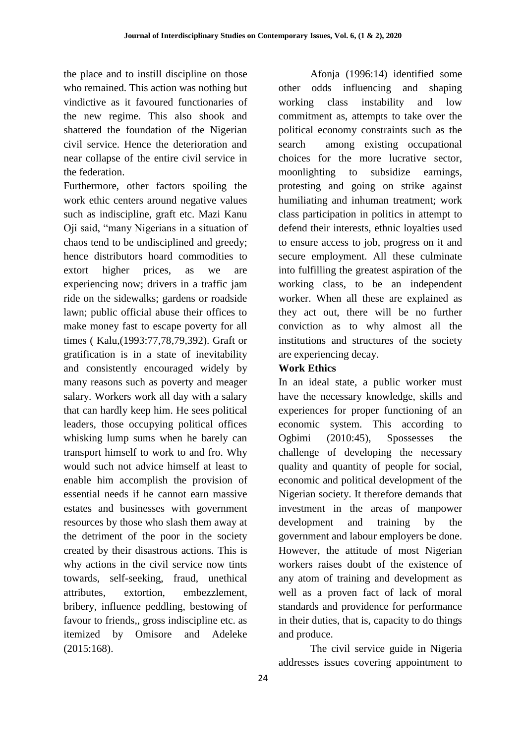the place and to instill discipline on those who remained. This action was nothing but vindictive as it favoured functionaries of the new regime. This also shook and shattered the foundation of the Nigerian civil service. Hence the deterioration and near collapse of the entire civil service in the federation.

Furthermore, other factors spoiling the work ethic centers around negative values such as indiscipline, graft etc. Mazi Kanu Oji said, "many Nigerians in a situation of chaos tend to be undisciplined and greedy; hence distributors hoard commodities to extort higher prices, as we are experiencing now; drivers in a traffic jam ride on the sidewalks; gardens or roadside lawn; public official abuse their offices to make money fast to escape poverty for all times ( Kalu,(1993:77,78,79,392). Graft or gratification is in a state of inevitability and consistently encouraged widely by many reasons such as poverty and meager salary. Workers work all day with a salary that can hardly keep him. He sees political leaders, those occupying political offices whisking lump sums when he barely can transport himself to work to and fro. Why would such not advice himself at least to enable him accomplish the provision of essential needs if he cannot earn massive estates and businesses with government resources by those who slash them away at the detriment of the poor in the society created by their disastrous actions. This is why actions in the civil service now tints towards, self-seeking, fraud, unethical attributes, extortion, embezzlement, bribery, influence peddling, bestowing of favour to friends,, gross indiscipline etc. as itemized by Omisore and Adeleke (2015:168).

Afonja (1996:14) identified some other odds influencing and shaping working class instability and low commitment as, attempts to take over the political economy constraints such as the search among existing occupational choices for the more lucrative sector, moonlighting to subsidize earnings, protesting and going on strike against humiliating and inhuman treatment; work class participation in politics in attempt to defend their interests, ethnic loyalties used to ensure access to job, progress on it and secure employment. All these culminate into fulfilling the greatest aspiration of the working class, to be an independent worker. When all these are explained as they act out, there will be no further conviction as to why almost all the institutions and structures of the society are experiencing decay.

**Work Ethics**

In an ideal state, a public worker must have the necessary knowledge, skills and experiences for proper functioning of an economic system. This according to Ogbimi (2010:45), Spossesses the challenge of developing the necessary quality and quantity of people for social, economic and political development of the Nigerian society. It therefore demands that investment in the areas of manpower development and training by the government and labour employers be done. However, the attitude of most Nigerian workers raises doubt of the existence of any atom of training and development as well as a proven fact of lack of moral standards and providence for performance in their duties, that is, capacity to do things and produce.

The civil service guide in Nigeria addresses issues covering appointment to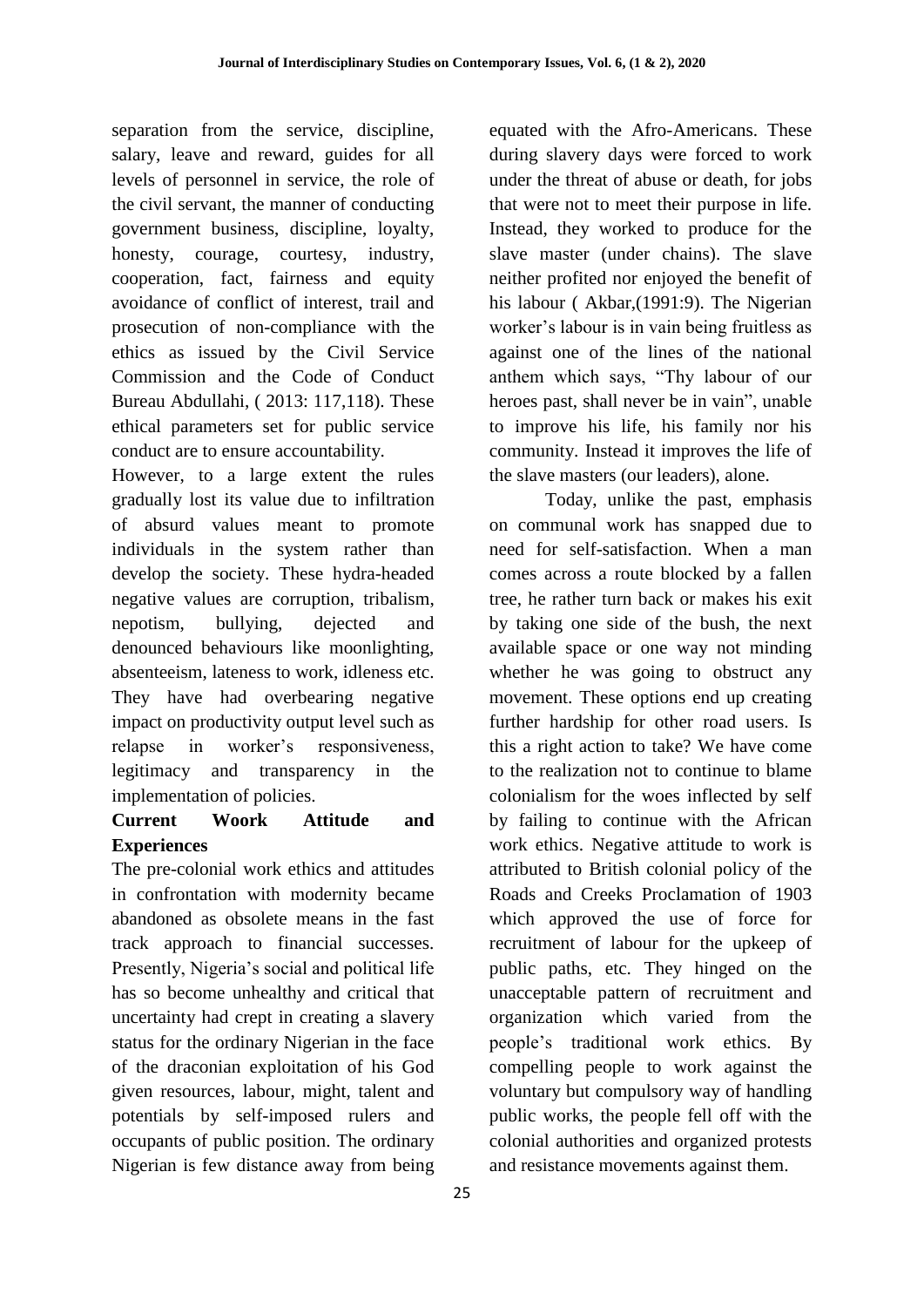separation from the service, discipline, salary, leave and reward, guides for all levels of personnel in service, the role of the civil servant, the manner of conducting government business, discipline, loyalty, honesty, courage, courtesy, industry, cooperation, fact, fairness and equity avoidance of conflict of interest, trail and prosecution of non-compliance with the ethics as issued by the Civil Service Commission and the Code of Conduct Bureau Abdullahi, ( 2013: 117,118). These ethical parameters set for public service conduct are to ensure accountability.

However, to a large extent the rules gradually lost its value due to infiltration of absurd values meant to promote individuals in the system rather than develop the society. These hydra-headed negative values are corruption, tribalism, nepotism, bullying, dejected and denounced behaviours like moonlighting, absenteeism, lateness to work, idleness etc. They have had overbearing negative impact on productivity output level such as relapse in worker's responsiveness, legitimacy and transparency in the implementation of policies.

**Current Woork Attitude and Experiences**

The pre-colonial work ethics and attitudes in confrontation with modernity became abandoned as obsolete means in the fast track approach to financial successes. Presently, Nigeria's social and political life has so become unhealthy and critical that uncertainty had crept in creating a slavery status for the ordinary Nigerian in the face of the draconian exploitation of his God given resources, labour, might, talent and potentials by self-imposed rulers and occupants of public position. The ordinary Nigerian is few distance away from being equated with the Afro-Americans. These during slavery days were forced to work under the threat of abuse or death, for jobs that were not to meet their purpose in life. Instead, they worked to produce for the slave master (under chains). The slave neither profited nor enjoyed the benefit of his labour ( Akbar,(1991:9). The Nigerian worker's labour is in vain being fruitless as against one of the lines of the national anthem which says, "Thy labour of our heroes past, shall never be in vain", unable to improve his life, his family nor his community. Instead it improves the life of the slave masters (our leaders), alone.

Today, unlike the past, emphasis on communal work has snapped due to need for self-satisfaction. When a man comes across a route blocked by a fallen tree, he rather turn back or makes his exit by taking one side of the bush, the next available space or one way not minding whether he was going to obstruct any movement. These options end up creating further hardship for other road users. Is this a right action to take? We have come to the realization not to continue to blame colonialism for the woes inflected by self by failing to continue with the African work ethics. Negative attitude to work is attributed to British colonial policy of the Roads and Creeks Proclamation of 1903 which approved the use of force for recruitment of labour for the upkeep of public paths, etc. They hinged on the unacceptable pattern of recruitment and organization which varied from the people's traditional work ethics. By compelling people to work against the voluntary but compulsory way of handling public works, the people fell off with the colonial authorities and organized protests and resistance movements against them.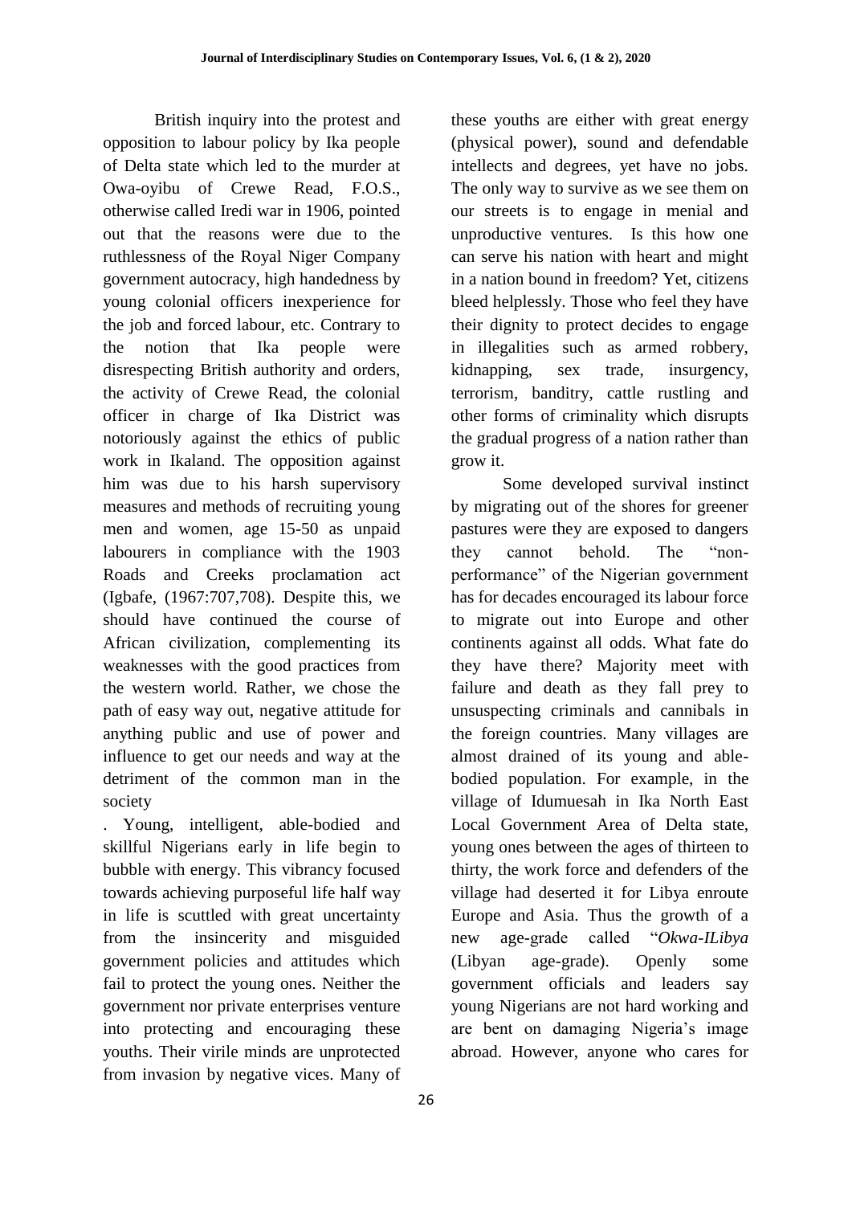British inquiry into the protest and opposition to labour policy by Ika people of Delta state which led to the murder at Owa-oyibu of Crewe Read, F.O.S., otherwise called Iredi war in 1906, pointed out that the reasons were due to the ruthlessness of the Royal Niger Company government autocracy, high handedness by young colonial officers inexperience for the job and forced labour, etc. Contrary to the notion that Ika people were disrespecting British authority and orders, the activity of Crewe Read, the colonial officer in charge of Ika District was notoriously against the ethics of public work in Ikaland. The opposition against him was due to his harsh supervisory measures and methods of recruiting young men and women, age 15-50 as unpaid labourers in compliance with the 1903 Roads and Creeks proclamation act (Igbafe, (1967:707,708). Despite this, we should have continued the course of African civilization, complementing its weaknesses with the good practices from the western world. Rather, we chose the path of easy way out, negative attitude for anything public and use of power and influence to get our needs and way at the detriment of the common man in the society

. Young, intelligent, able-bodied and skillful Nigerians early in life begin to bubble with energy. This vibrancy focused towards achieving purposeful life half way in life is scuttled with great uncertainty from the insincerity and misguided government policies and attitudes which fail to protect the young ones. Neither the government nor private enterprises venture into protecting and encouraging these youths. Their virile minds are unprotected from invasion by negative vices. Many of these youths are either with great energy (physical power), sound and defendable intellects and degrees, yet have no jobs. The only way to survive as we see them on our streets is to engage in menial and unproductive ventures. Is this how one can serve his nation with heart and might in a nation bound in freedom? Yet, citizens bleed helplessly. Those who feel they have their dignity to protect decides to engage in illegalities such as armed robbery, kidnapping, sex trade, insurgency, terrorism, banditry, cattle rustling and other forms of criminality which disrupts the gradual progress of a nation rather than grow it.

Some developed survival instinct by migrating out of the shores for greener pastures were they are exposed to dangers they cannot behold. The "non-performance" of the Nigerian government has for decades encouraged its labour force to migrate out into Europe and other continents against all odds. What fate do they have there? Majority meet with failure and death as they fall prey to unsuspecting criminals and cannibals in the foreign countries. Many villages are almost drained of its young and able-bodied population. For example, in the village of Idumuesah in Ika North East Local Government Area of Delta state, young ones between the ages of thirteen to thirty, the work force and defenders of the village had deserted it for Libya enroute Europe and Asia. Thus the growth of a new age-grade called "*Okwa-ILibya* (Libyan age-grade). Openly some government officials and leaders say young Nigerians are not hard working and are bent on damaging Nigeria's image abroad. However, anyone who cares for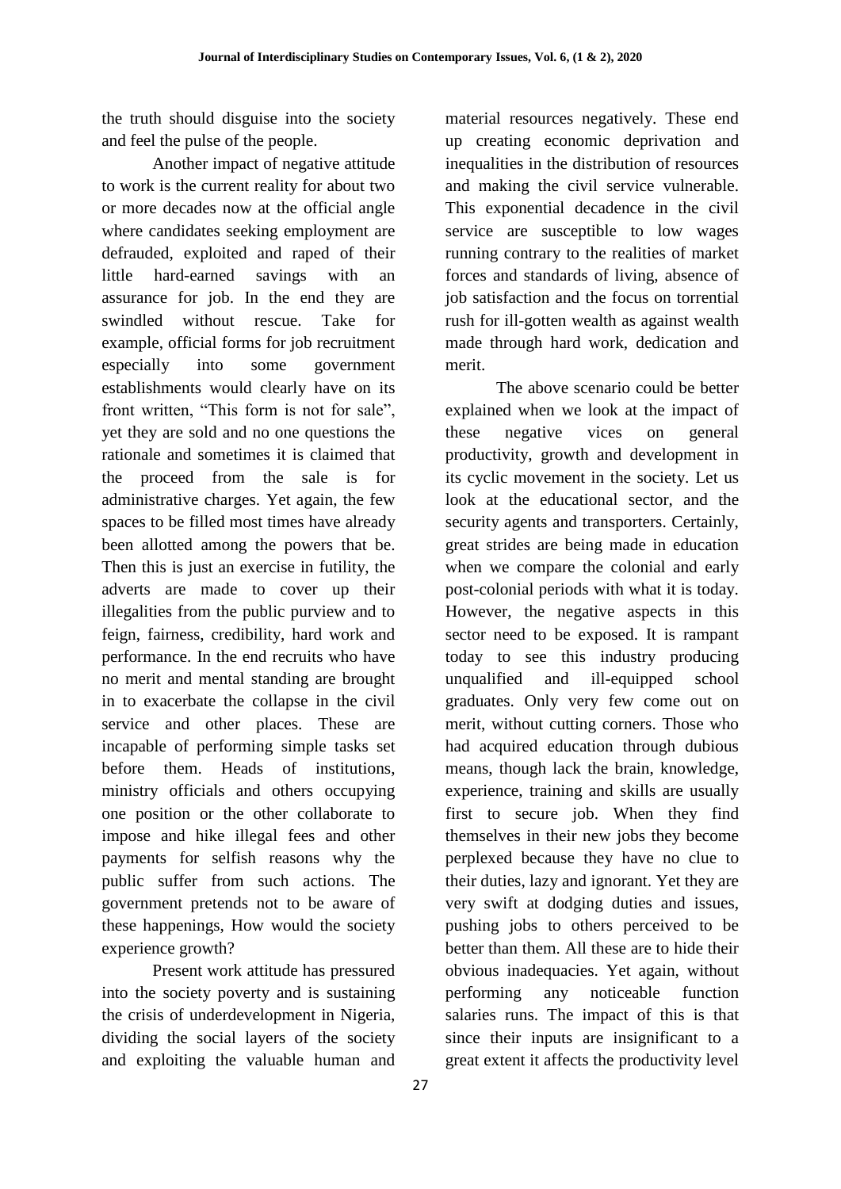the truth should disguise into the society and feel the pulse of the people.

Another impact of negative attitude to work is the current reality for about two or more decades now at the official angle where candidates seeking employment are defrauded, exploited and raped of their little hard-earned savings with an assurance for job. In the end they are swindled without rescue. Take for example, official forms for job recruitment especially into some government establishments would clearly have on its front written, "This form is not for sale", yet they are sold and no one questions the rationale and sometimes it is claimed that the proceed from the sale is for administrative charges. Yet again, the few spaces to be filled most times have already been allotted among the powers that be. Then this is just an exercise in futility, the adverts are made to cover up their illegalities from the public purview and to feign, fairness, credibility, hard work and performance. In the end recruits who have no merit and mental standing are brought in to exacerbate the collapse in the civil service and other places. These are incapable of performing simple tasks set before them. Heads of institutions, ministry officials and others occupying one position or the other collaborate to impose and hike illegal fees and other payments for selfish reasons why the public suffer from such actions. The government pretends not to be aware of these happenings, How would the society experience growth?

Present work attitude has pressured into the society poverty and is sustaining the crisis of underdevelopment in Nigeria, dividing the social layers of the society and exploiting the valuable human and material resources negatively. These end up creating economic deprivation and inequalities in the distribution of resources and making the civil service vulnerable. This exponential decadence in the civil service are susceptible to low wages running contrary to the realities of market forces and standards of living, absence of job satisfaction and the focus on torrential rush for ill-gotten wealth as against wealth made through hard work, dedication and merit.

The above scenario could be better explained when we look at the impact of these negative vices on general productivity, growth and development in its cyclic movement in the society. Let us look at the educational sector, and the security agents and transporters. Certainly, great strides are being made in education when we compare the colonial and early post-colonial periods with what it is today. However, the negative aspects in this sector need to be exposed. It is rampant today to see this industry producing unqualified and ill-equipped school graduates. Only very few come out on merit, without cutting corners. Those who had acquired education through dubious means, though lack the brain, knowledge, experience, training and skills are usually first to secure job. When they find themselves in their new jobs they become perplexed because they have no clue to their duties, lazy and ignorant. Yet they are very swift at dodging duties and issues, pushing jobs to others perceived to be better than them. All these are to hide their obvious inadequacies. Yet again, without performing any noticeable function salaries runs. The impact of this is that since their inputs are insignificant to a great extent it affects the productivity level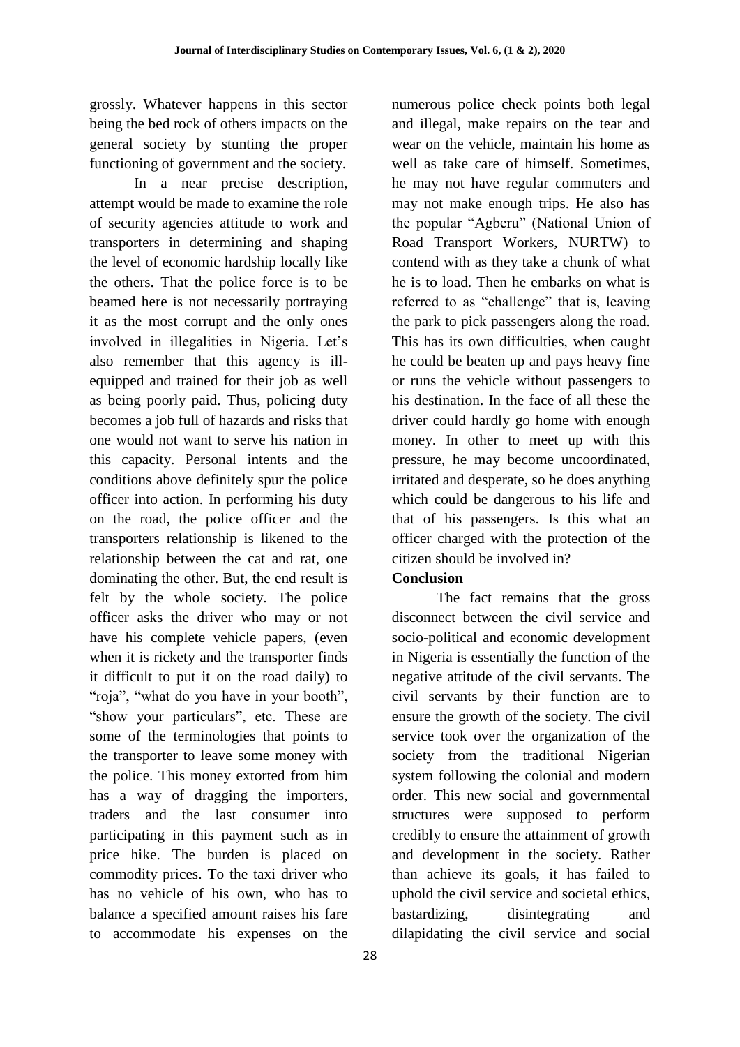grossly. Whatever happens in this sector being the bed rock of others impacts on the general society by stunting the proper functioning of government and the society.

In a near precise description, attempt would be made to examine the role of security agencies attitude to work and transporters in determining and shaping the level of economic hardship locally like the others. That the police force is to be beamed here is not necessarily portraying it as the most corrupt and the only ones involved in illegalities in Nigeria. Let's also remember that this agency is ill-equipped and trained for their job as well as being poorly paid. Thus, policing duty becomes a job full of hazards and risks that one would not want to serve his nation in this capacity. Personal intents and the conditions above definitely spur the police officer into action. In performing his duty on the road, the police officer and the transporters relationship is likened to the relationship between the cat and rat, one dominating the other. But, the end result is felt by the whole society. The police officer asks the driver who may or not have his complete vehicle papers, (even when it is rickety and the transporter finds it difficult to put it on the road daily) to "roja", "what do you have in your booth", "show your particulars", etc. These are some of the terminologies that points to the transporter to leave some money with the police. This money extorted from him has a way of dragging the importers, traders and the last consumer into participating in this payment such as in price hike. The burden is placed on commodity prices. To the taxi driver who has no vehicle of his own, who has to balance a specified amount raises his fare to accommodate his expenses on the numerous police check points both legal and illegal, make repairs on the tear and wear on the vehicle, maintain his home as well as take care of himself. Sometimes, he may not have regular commuters and may not make enough trips. He also has the popular "Agberu" (National Union of Road Transport Workers, NURTW) to contend with as they take a chunk of what he is to load. Then he embarks on what is referred to as "challenge" that is, leaving the park to pick passengers along the road. This has its own difficulties, when caught he could be beaten up and pays heavy fine or runs the vehicle without passengers to his destination. In the face of all these the driver could hardly go home with enough money. In other to meet up with this pressure, he may become uncoordinated, irritated and desperate, so he does anything which could be dangerous to his life and that of his passengers. Is this what an officer charged with the protection of the citizen should be involved in?

## Conclusion

The fact remains that the gross disconnect between the civil service and socio-political and economic development in Nigeria is essentially the function of the negative attitude of the civil servants. The civil servants by their function are to ensure the growth of the society. The civil service took over the organization of the society from the traditional Nigerian system following the colonial and modern order. This new social and governmental structures were supposed to perform credibly to ensure the attainment of growth and development in the society. Rather than achieve its goals, it has failed to uphold the civil service and societal ethics, bastardizing, disintegrating and dilapidating the civil service and social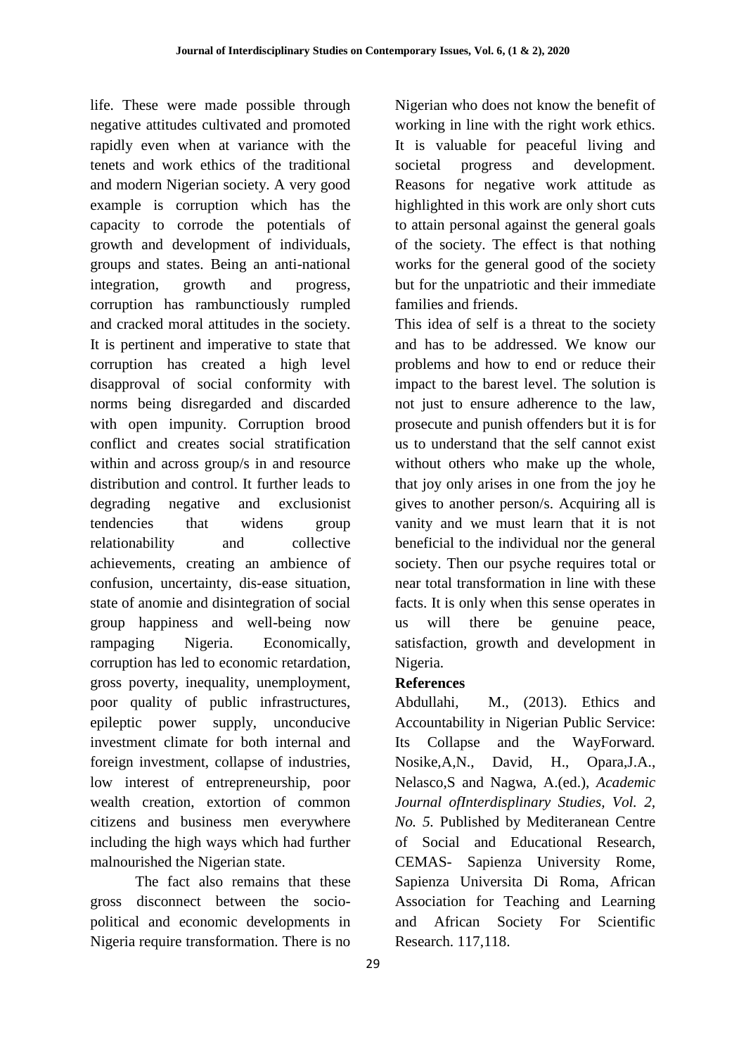life. These were made possible through negative attitudes cultivated and promoted rapidly even when at variance with the tenets and work ethics of the traditional and modern Nigerian society. A very good example is corruption which has the capacity to corrode the potentials of growth and development of individuals, groups and states. Being an anti-national integration, growth and progress, corruption has rambunctiously rumpled and cracked moral attitudes in the society. It is pertinent and imperative to state that corruption has created a high level disapproval of social conformity with norms being disregarded and discarded with open impunity. Corruption brood conflict and creates social stratification within and across group/s in and resource distribution and control. It further leads to degrading negative and exclusionist tendencies that widens group relationability and collective achievements, creating an ambience of confusion, uncertainty, dis-ease situation, state of anomie and disintegration of social group happiness and well-being now rampaging Nigeria. Economically, corruption has led to economic retardation, gross poverty, inequality, unemployment, poor quality of public infrastructures, epileptic power supply, unconducive investment climate for both internal and foreign investment, collapse of industries, low interest of entrepreneurship, poor wealth creation, extortion of common citizens and business men everywhere including the high ways which had further malnourished the Nigerian state.

The fact also remains that these gross disconnect between the socio-political and economic developments in Nigeria require transformation. There is no Nigerian who does not know the benefit of working in line with the right work ethics. It is valuable for peaceful living and societal progress and development. Reasons for negative work attitude as highlighted in this work are only short cuts to attain personal against the general goals of the society. The effect is that nothing works for the general good of the society but for the unpatriotic and their immediate families and friends.

This idea of self is a threat to the society and has to be addressed. We know our problems and how to end or reduce their impact to the barest level. The solution is not just to ensure adherence to the law, prosecute and punish offenders but it is for us to understand that the self cannot exist without others who make up the whole, that joy only arises in one from the joy he gives to another person/s. Acquiring all is vanity and we must learn that it is not beneficial to the individual nor the general society. Then our psyche requires total or near total transformation in line with these facts. It is only when this sense operates in us will there be genuine peace, satisfaction, growth and development in Nigeria.

**References**

Abdullahi, M., (2013). Ethics and Accountability in Nigerian Public Service: Its Collapse and the WayForward. Nosike,A,N., David, H., Opara,J.A., Nelasco,S and Nagwa, A.(ed.), *Academic Journal ofInterdisplinary Studies, Vol. 2, No. 5.* Published by Mediteranean Centre of Social and Educational Research, CEMAS- Sapienza University Rome, Sapienza Universita Di Roma, African Association for Teaching and Learning and African Society For Scientific Research. 117,118.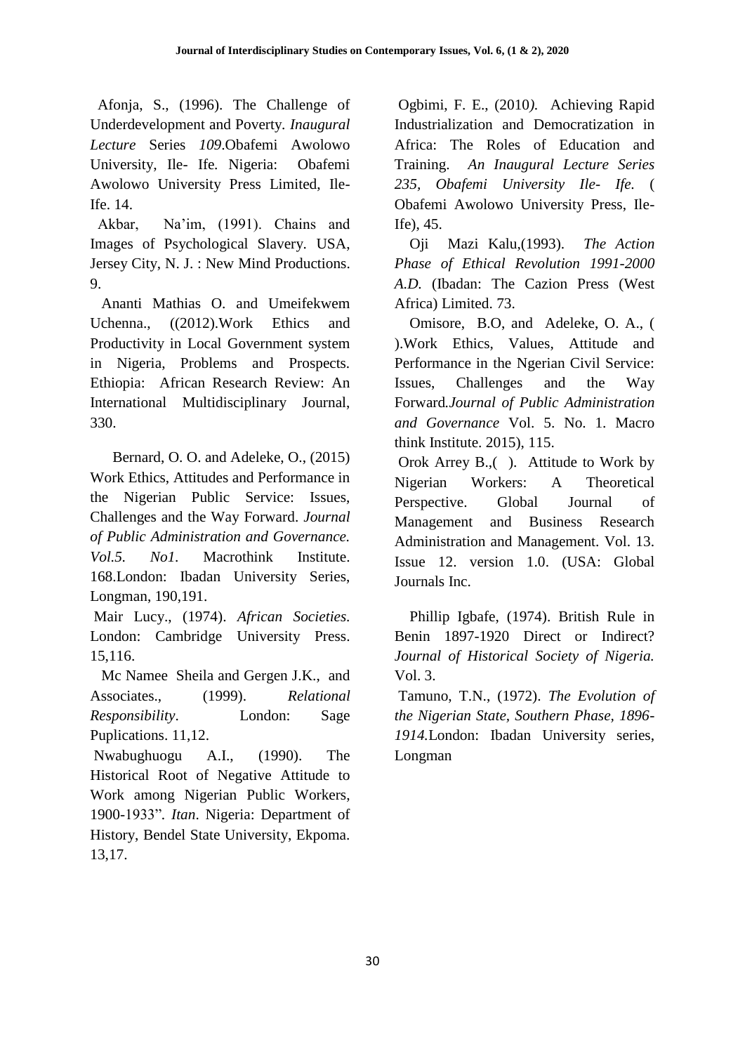Afonja, S., (1996). The Challenge of Underdevelopment and Poverty. *Inaugural Lecture* Series *109*.Obafemi Awolowo University, Ile- Ife. Nigeria: Obafemi Awolowo University Press Limited, Ile-Ife. 14.

Akbar, Na'im, (1991). Chains and Images of Psychological Slavery. USA, Jersey City, N. J. : New Mind Productions. 9.

Ananti Mathias O. and Umeifekwem Uchenna., ((2012).Work Ethics and Productivity in Local Government system in Nigeria, Problems and Prospects. Ethiopia: African Research Review: An International Multidisciplinary Journal, 330.

Bernard, O. O. and Adeleke, O., (2015) Work Ethics, Attitudes and Performance in the Nigerian Public Service: Issues, Challenges and the Way Forward. *Journal of Public Administration and Governance. Vol.5. No1.* Macrothink Institute. 168.London: Ibadan University Series, Longman, 190,191.

Mair Lucy., (1974). *African Societies*. London: Cambridge University Press. 15,116.

Mc Namee Sheila and Gergen J.K., and Associates., (1999). *Relational Responsibility*. London: Sage Puplications. 11,12.

Nwabughuogu A.I., (1990). The Historical Root of Negative Attitude to Work among Nigerian Public Workers, 1900-1933". *Itan*. Nigeria: Department of History, Bendel State University, Ekpoma. 13,17.

Ogbimi, F. E., (2010*).* Achieving Rapid Industrialization and Democratization in Africa: The Roles of Education and Training. *An Inaugural Lecture Series 235, Obafemi University Ile- Ife.* ( Obafemi Awolowo University Press, Ile-Ife), 45.

Oji Mazi Kalu,(1993). *The Action Phase of Ethical Revolution 1991-2000 A.D.* (Ibadan: The Cazion Press (West Africa) Limited. 73.

Omisore, B.O, and Adeleke, O. A., ( ).Work Ethics, Values, Attitude and Performance in the Ngerian Civil Service: Issues, Challenges and the Way Forward.*Journal of Public Administration and Governance* Vol. 5. No. 1. Macro think Institute. 2015), 115.

Orok Arrey B.,( ). Attitude to Work by Nigerian Workers: A Theoretical Perspective. Global Journal of Management and Business Research Administration and Management. Vol. 13. Issue 12. version 1.0. (USA: Global Journals Inc.

Phillip Igbafe, (1974). British Rule in Benin 1897-1920 Direct or Indirect? *Journal of Historical Society of Nigeria.* Vol. 3.

Tamuno, T.N., (1972). *The Evolution of the Nigerian State, Southern Phase, 1896-1914.*London: Ibadan University series, Longman